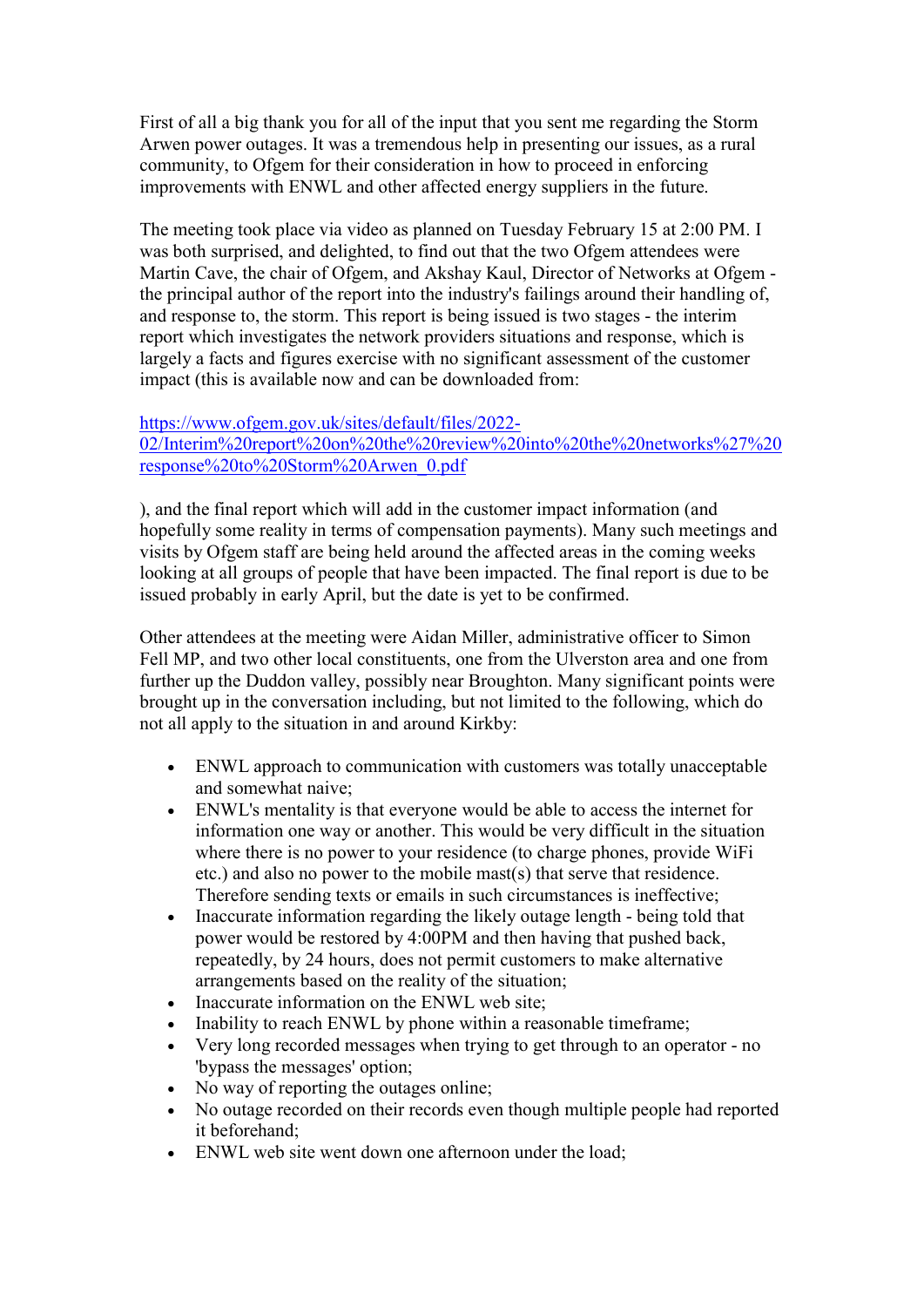First of all a big thank you for all of the input that you sent me regarding the Storm Arwen power outages. It was a tremendous help in presenting our issues, as a rural community, to Ofgem for their consideration in how to proceed in enforcing improvements with ENWL and other affected energy suppliers in the future.

The meeting took place via video as planned on Tuesday February 15 at 2:00 PM. I was both surprised, and delighted, to find out that the two Ofgem attendees were Martin Cave, the chair of Ofgem, and Akshay Kaul, Director of Networks at Ofgem - the principal author of the report into the industry's failings around their handling of, and response to, the storm. This report is being issued is two stages - the interim report which investigates the network providers situations and response, which is largely a facts and figures exercise with no significant assessment of the customer impact (this is available now and can be downloaded from:

[https://www.ofgem.gov.uk/sites/default/files/2022-02/Interim%20report%20on%20the%20review%20into%20the%20networks%27%20response%20to%20Storm%20Arwen_0.pdf](https://www.ofgem.gov.uk/sites/default/files/2022-02/Interim%20report%20on%20the%20review%20into%20the%20networks%27%20response%20to%20Storm%20Arwen_0.pdf)

), and the final report which will add in the customer impact information (and hopefully some reality in terms of compensation payments). Many such meetings and visits by Ofgem staff are being held around the affected areas in the coming weeks looking at all groups of people that have been impacted. The final report is due to be issued probably in early April, but the date is yet to be confirmed.

Other attendees at the meeting were Aidan Miller, administrative officer to Simon Fell MP, and two other local constituents, one from the Ulverston area and one from further up the Duddon valley, possibly near Broughton. Many significant points were brought up in the conversation including, but not limited to the following, which do not all apply to the situation in and around Kirkby:

- ENWL approach to communication with customers was totally unacceptable and somewhat naive;
- ENWL's mentality is that everyone would be able to access the internet for information one way or another. This would be very difficult in the situation where there is no power to your residence (to charge phones, provide WiFi etc.) and also no power to the mobile mast(s) that serve that residence. Therefore sending texts or emails in such circumstances is ineffective;
- Inaccurate information regarding the likely outage length - being told that power would be restored by 4:00PM and then having that pushed back, repeatedly, by 24 hours, does not permit customers to make alternative arrangements based on the reality of the situation;
- Inaccurate information on the ENWL web site;
- Inability to reach ENWL by phone within a reasonable timeframe;
- Very long recorded messages when trying to get through to an operator - no 'bypass the messages' option;
- No way of reporting the outages online;
- No outage recorded on their records even though multiple people had reported it beforehand;
- ENWL web site went down one afternoon under the load;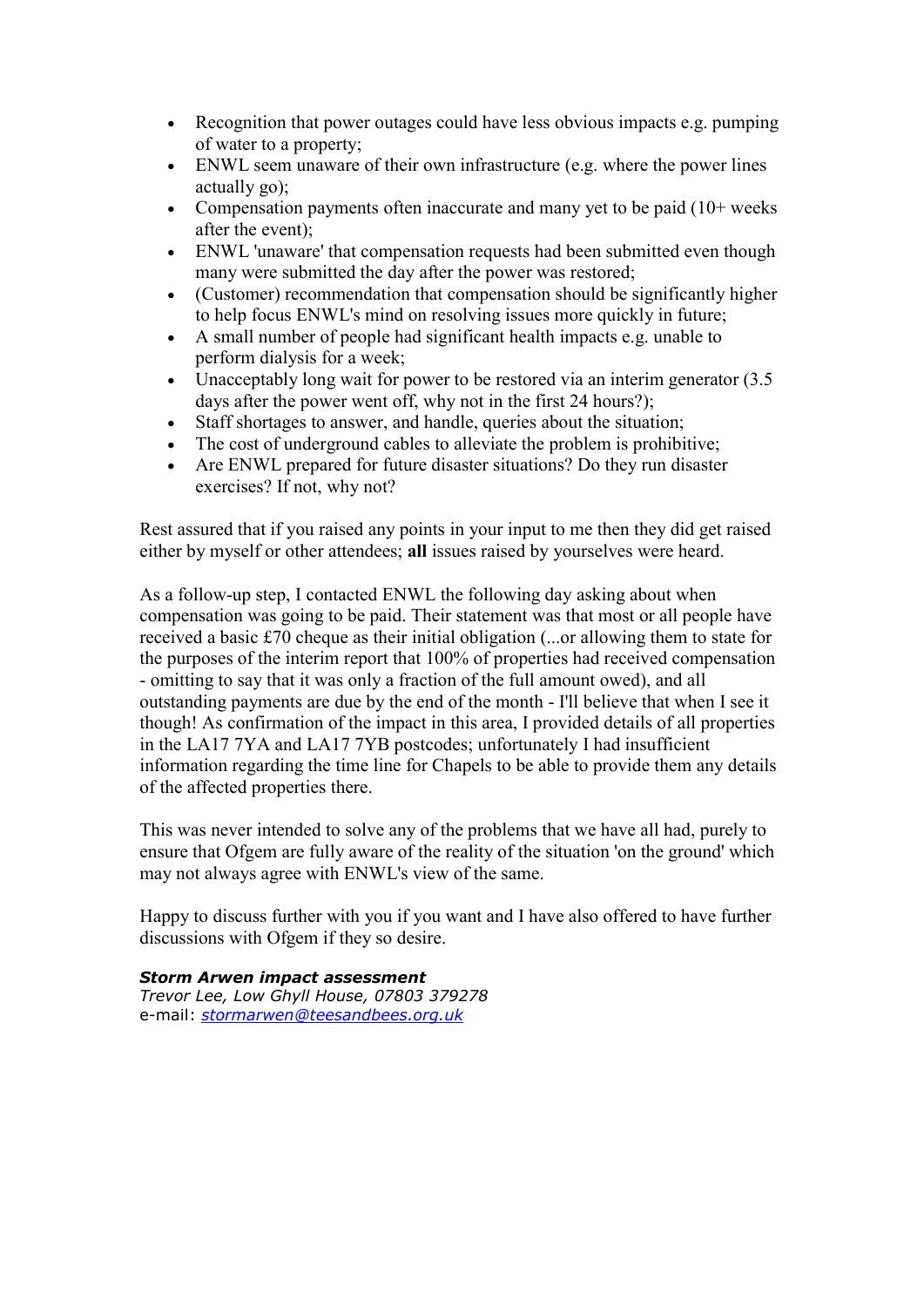- Recognition that power outages could have less obvious impacts e.g. pumping of water to a property;
- ENWL seem unaware of their own infrastructure (e.g. where the power lines actually go);
- Compensation payments often inaccurate and many yet to be paid (10+ weeks after the event);
- ENWL 'unaware' that compensation requests had been submitted even though many were submitted the day after the power was restored;
- (Customer) recommendation that compensation should be significantly higher to help focus ENWL's mind on resolving issues more quickly in future;
- A small number of people had significant health impacts e.g. unable to perform dialysis for a week;
- Unacceptably long wait for power to be restored via an interim generator (3.5 days after the power went off, why not in the first 24 hours?);
- Staff shortages to answer, and handle, queries about the situation;
- The cost of underground cables to alleviate the problem is prohibitive;
- Are ENWL prepared for future disaster situations? Do they run disaster exercises? If not, why not?

Rest assured that if you raised any points in your input to me then they did get raised either by myself or other attendees; **all** issues raised by yourselves were heard.

As a follow-up step, I contacted ENWL the following day asking about when compensation was going to be paid. Their statement was that most or all people have received a basic £70 cheque as their initial obligation (...or allowing them to state for the purposes of the interim report that 100% of properties had received compensation - omitting to say that it was only a fraction of the full amount owed), and all outstanding payments are due by the end of the month - I'll believe that when I see it though! As confirmation of the impact in this area, I provided details of all properties in the LA17 7YA and LA17 7YB postcodes; unfortunately I had insufficient information regarding the time line for Chapels to be able to provide them any details of the affected properties there.

This was never intended to solve any of the problems that we have all had, purely to ensure that Ofgem are fully aware of the reality of the situation 'on the ground' which may not always agree with ENWL's view of the same.

Happy to discuss further with you if you want and I have also offered to have further discussions with Ofgem if they so desire.

***Storm Arwen impact assessment***
*Trevor Lee, Low Ghyll House, 07803 379278*
e-mail: *stormarwen@teesandbees.org.uk*